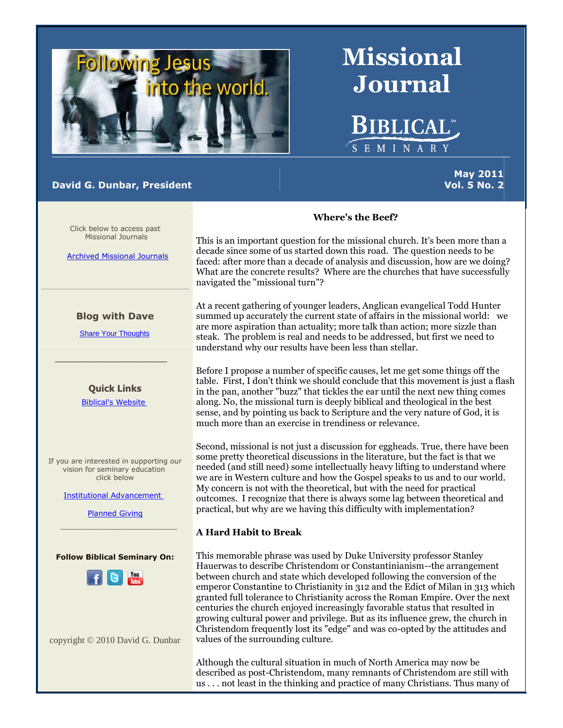# Missional Journal

**Biblical Seminary**

Following Jesus into the world.

**David G. Dunbar, President**

**May 2011**
**Vol. 5 No. 2**

Click below to access past Missional Journals

Archived Missional Journals

**Blog with Dave**

Share Your Thoughts

**Quick Links**

Biblical's Website

If you are interested in supporting our vision for seminary education click below

Institutional Advancement

Planned Giving

**Follow Biblical Seminary On:**

copyright © 2010 David G. Dunbar

## Where's the Beef?

This is an important question for the missional church. It's been more than a decade since some of us started down this road. The question needs to be faced: after more than a decade of analysis and discussion, how are we doing? What are the concrete results? Where are the churches that have successfully navigated the "missional turn"?

At a recent gathering of younger leaders, Anglican evangelical Todd Hunter summed up accurately the current state of affairs in the missional world: we are more aspiration than actuality; more talk than action; more sizzle than steak. The problem is real and needs to be addressed, but first we need to understand why our results have been less than stellar.

Before I propose a number of specific causes, let me get some things off the table. First, I don't think we should conclude that this movement is just a flash in the pan, another "buzz" that tickles the ear until the next new thing comes along. No, the missional turn is deeply biblical and theological in the best sense, and by pointing us back to Scripture and the very nature of God, it is much more than an exercise in trendiness or relevance.

Second, missional is not just a discussion for eggheads. True, there have been some pretty theoretical discussions in the literature, but the fact is that we needed (and still need) some intellectually heavy lifting to understand where we are in Western culture and how the Gospel speaks to us and to our world. My concern is not with the theoretical, but with the need for practical outcomes. I recognize that there is always some lag between theoretical and practical, but why are we having this difficulty with implementation?

### A Hard Habit to Break

This memorable phrase was used by Duke University professor Stanley Hauerwas to describe Christendom or Constantinianism--the arrangement between church and state which developed following the conversion of the emperor Constantine to Christianity in 312 and the Edict of Milan in 313 which granted full tolerance to Christianity across the Roman Empire. Over the next centuries the church enjoyed increasingly favorable status that resulted in growing cultural power and privilege. But as its influence grew, the church in Christendom frequently lost its "edge" and was co-opted by the attitudes and values of the surrounding culture.

Although the cultural situation in much of North America may now be described as post-Christendom, many remnants of Christendom are still with us . . . not least in the thinking and practice of many Christians. Thus many of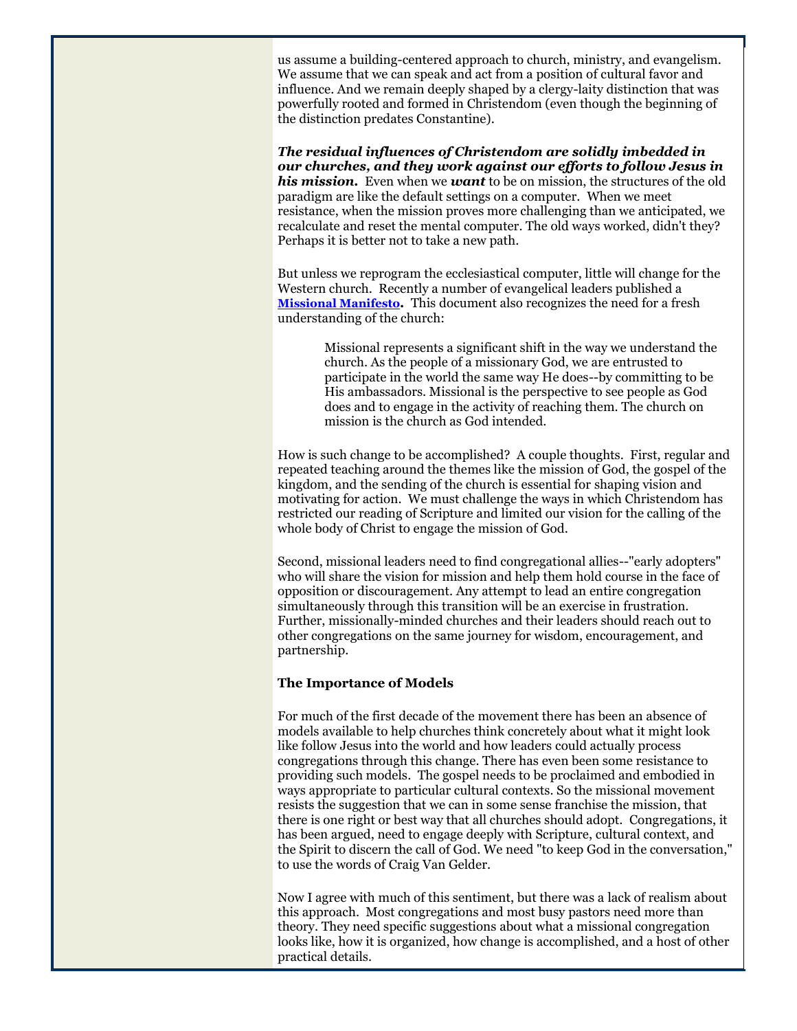us assume a building-centered approach to church, ministry, and evangelism. We assume that we can speak and act from a position of cultural favor and influence. And we remain deeply shaped by a clergy-laity distinction that was powerfully rooted and formed in Christendom (even though the beginning of the distinction predates Constantine).

***The residual influences of Christendom are solidly imbedded in our churches, and they work against our efforts to follow Jesus in his mission.*** Even when we ***want*** to be on mission, the structures of the old paradigm are like the default settings on a computer. When we meet resistance, when the mission proves more challenging than we anticipated, we recalculate and reset the mental computer. The old ways worked, didn't they? Perhaps it is better not to take a new path.

But unless we reprogram the ecclesiastical computer, little will change for the Western church. Recently a number of evangelical leaders published a **Missional Manifesto**. This document also recognizes the need for a fresh understanding of the church:

> Missional represents a significant shift in the way we understand the church. As the people of a missionary God, we are entrusted to participate in the world the same way He does--by committing to be His ambassadors. Missional is the perspective to see people as God does and to engage in the activity of reaching them. The church on mission is the church as God intended.

How is such change to be accomplished? A couple thoughts. First, regular and repeated teaching around the themes like the mission of God, the gospel of the kingdom, and the sending of the church is essential for shaping vision and motivating for action. We must challenge the ways in which Christendom has restricted our reading of Scripture and limited our vision for the calling of the whole body of Christ to engage the mission of God.

Second, missional leaders need to find congregational allies--"early adopters" who will share the vision for mission and help them hold course in the face of opposition or discouragement. Any attempt to lead an entire congregation simultaneously through this transition will be an exercise in frustration. Further, missionally-minded churches and their leaders should reach out to other congregations on the same journey for wisdom, encouragement, and partnership.

**The Importance of Models**

For much of the first decade of the movement there has been an absence of models available to help churches think concretely about what it might look like follow Jesus into the world and how leaders could actually process congregations through this change. There has even been some resistance to providing such models. The gospel needs to be proclaimed and embodied in ways appropriate to particular cultural contexts. So the missional movement resists the suggestion that we can in some sense franchise the mission, that there is one right or best way that all churches should adopt. Congregations, it has been argued, need to engage deeply with Scripture, cultural context, and the Spirit to discern the call of God. We need "to keep God in the conversation," to use the words of Craig Van Gelder.

Now I agree with much of this sentiment, but there was a lack of realism about this approach. Most congregations and most busy pastors need more than theory. They need specific suggestions about what a missional congregation looks like, how it is organized, how change is accomplished, and a host of other practical details.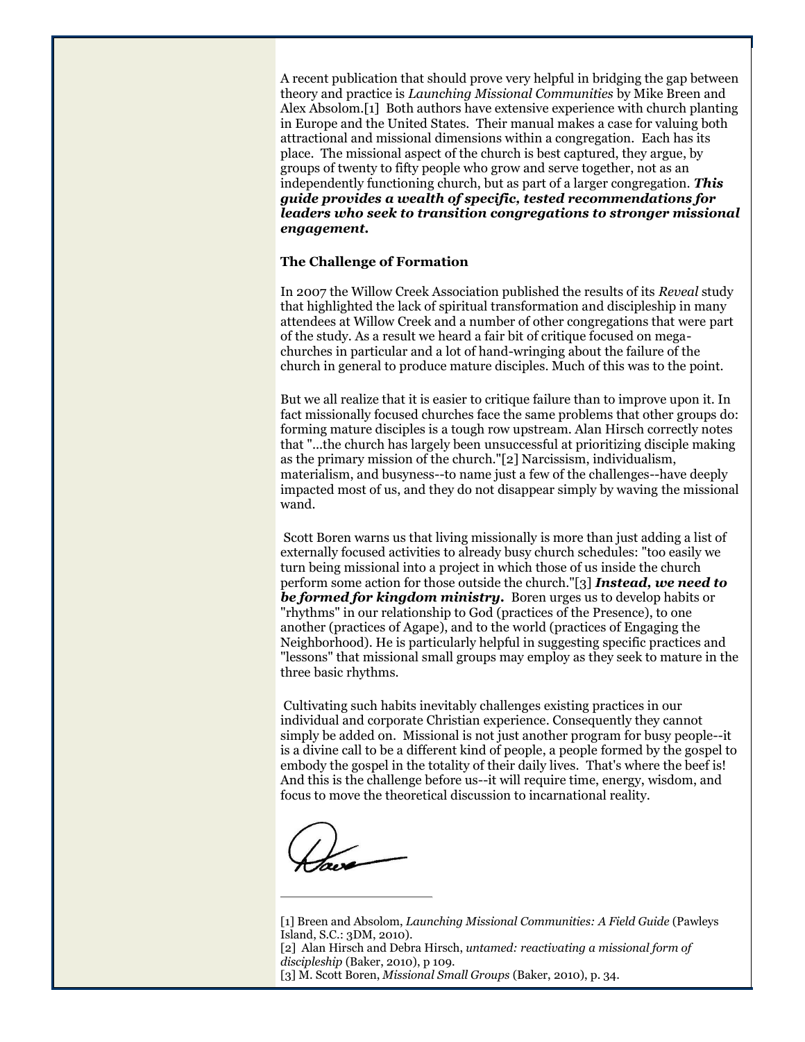A recent publication that should prove very helpful in bridging the gap between theory and practice is *Launching Missional Communities* by Mike Breen and Alex Absolom.[1] Both authors have extensive experience with church planting in Europe and the United States. Their manual makes a case for valuing both attractional and missional dimensions within a congregation. Each has its place. The missional aspect of the church is best captured, they argue, by groups of twenty to fifty people who grow and serve together, not as an independently functioning church, but as part of a larger congregation. ***This guide provides a wealth of specific, tested recommendations for leaders who seek to transition congregations to stronger missional engagement.***

**The Challenge of Formation**

In 2007 the Willow Creek Association published the results of its *Reveal* study that highlighted the lack of spiritual transformation and discipleship in many attendees at Willow Creek and a number of other congregations that were part of the study. As a result we heard a fair bit of critique focused on mega-churches in particular and a lot of hand-wringing about the failure of the church in general to produce mature disciples. Much of this was to the point.

But we all realize that it is easier to critique failure than to improve upon it. In fact missionally focused churches face the same problems that other groups do: forming mature disciples is a tough row upstream. Alan Hirsch correctly notes that "...the church has largely been unsuccessful at prioritizing disciple making as the primary mission of the church."[2] Narcissism, individualism, materialism, and busyness--to name just a few of the challenges--have deeply impacted most of us, and they do not disappear simply by waving the missional wand.

Scott Boren warns us that living missionally is more than just adding a list of externally focused activities to already busy church schedules: "too easily we turn being missional into a project in which those of us inside the church perform some action for those outside the church."[3] ***Instead, we need to be formed for kingdom ministry.*** Boren urges us to develop habits or "rhythms" in our relationship to God (practices of the Presence), to one another (practices of Agape), and to the world (practices of Engaging the Neighborhood). He is particularly helpful in suggesting specific practices and "lessons" that missional small groups may employ as they seek to mature in the three basic rhythms.

Cultivating such habits inevitably challenges existing practices in our individual and corporate Christian experience. Consequently they cannot simply be added on. Missional is not just another program for busy people--it is a divine call to be a different kind of people, a people formed by the gospel to embody the gospel in the totality of their daily lives. That's where the beef is! And this is the challenge before us--it will require time, energy, wisdom, and focus to move the theoretical discussion to incarnational reality.

Dave

---

[1] Breen and Absolom, *Launching Missional Communities: A Field Guide* (Pawleys Island, S.C.: 3DM, 2010).
[2] Alan Hirsch and Debra Hirsch, *untamed: reactivating a missional form of discipleship* (Baker, 2010), p 109.
[3] M. Scott Boren, *Missional Small Groups* (Baker, 2010), p. 34.